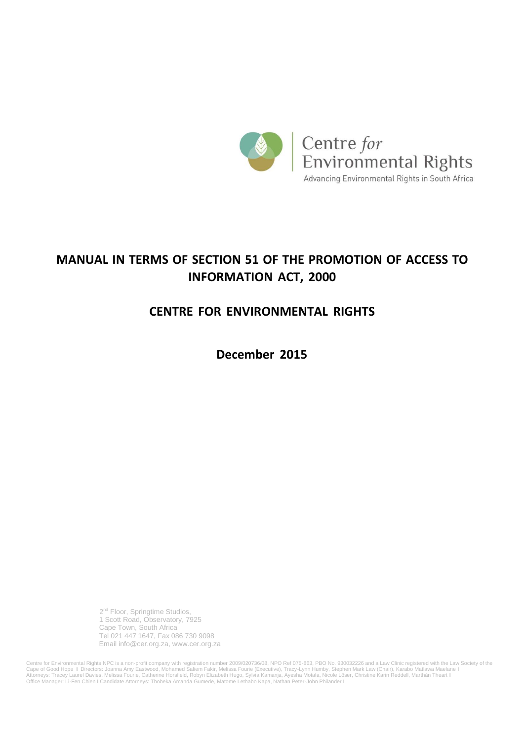Centre *for* Environmental Rights

Advancing Environmental Rights in South Africa

# MANUAL IN TERMS OF SECTION 51 OF THE PROMOTION OF ACCESS TO INFORMATION ACT, 2000

## CENTRE FOR ENVIRONMENTAL RIGHTS

**December 2015**

2nd Floor, Springtime Studios,
1 Scott Road, Observatory, 7925
Cape Town, South Africa
Tel 021 447 1647, Fax 086 730 9098
Email info@cer.org.za, www.cer.org.za

Centre for Environmental Rights NPC is a non-profit company with registration number 2009/020736/08, NPO Ref 075-863, PBO No. 930032226 and a Law Clinic registered with the Law Society of the Cape of Good Hope I Directors: Joanna Amy Eastwood, Mohamed Saliem Fakir, Melissa Fourie (Executive), Tracy-Lynn Humby, Stephen Mark Law (Chair), Karabo Matlawa Maelane I Attorneys: Tracey Laurel Davies, Melissa Fourie, Catherine Horsfield, Robyn Elizabeth Hugo, Sylvia Kamanja, Ayesha Motala, Nicole Löser, Christine Karin Reddell, Marthán Theart I Office Manager: Li-Fen Chien I Candidate Attorneys: Thobeka Amanda Gumede, Matome Lethabo Kapa, Nathan Peter-John Philander I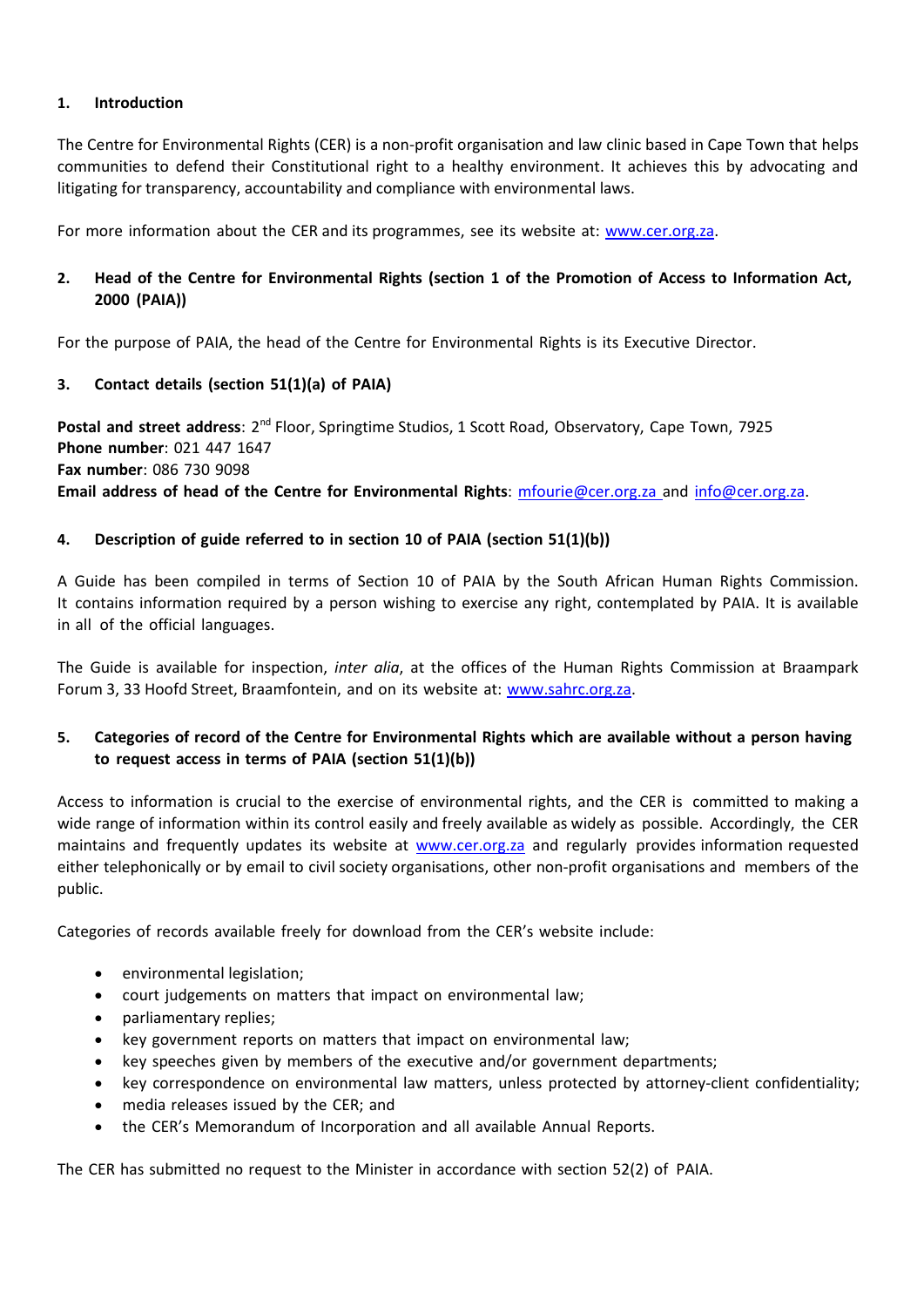## 1. Introduction

The Centre for Environmental Rights (CER) is a non-profit organisation and law clinic based in Cape Town that helps communities to defend their Constitutional right to a healthy environment. It achieves this by advocating and litigating for transparency, accountability and compliance with environmental laws.

For more information about the CER and its programmes, see its website at: [www.cer.org.za](http://www.cer.org.za).

## 2. Head of the Centre for Environmental Rights (section 1 of the Promotion of Access to Information Act, 2000 (PAIA))

For the purpose of PAIA, the head of the Centre for Environmental Rights is its Executive Director.

## 3. Contact details (section 51(1)(a) of PAIA)

**Postal and street address**: 2nd Floor, Springtime Studios, 1 Scott Road, Observatory, Cape Town, 7925
**Phone number**: 021 447 1647
**Fax number**: 086 730 9098
**Email address of head of the Centre for Environmental Rights**: [mfourie@cer.org.za](mailto:mfourie@cer.org.za) and [info@cer.org.za](mailto:info@cer.org.za).

## 4. Description of guide referred to in section 10 of PAIA (section 51(1)(b))

A Guide has been compiled in terms of Section 10 of PAIA by the South African Human Rights Commission. It contains information required by a person wishing to exercise any right, contemplated by PAIA. It is available in all of the official languages.

The Guide is available for inspection, *inter alia*, at the offices of the Human Rights Commission at Braampark Forum 3, 33 Hoofd Street, Braamfontein, and on its website at: [www.sahrc.org.za](http://www.sahrc.org.za).

## 5. Categories of record of the Centre for Environmental Rights which are available without a person having to request access in terms of PAIA (section 51(1)(b))

Access to information is crucial to the exercise of environmental rights, and the CER is committed to making a wide range of information within its control easily and freely available as widely as possible. Accordingly, the CER maintains and frequently updates its website at [www.cer.org.za](http://www.cer.org.za) and regularly provides information requested either telephonically or by email to civil society organisations, other non-profit organisations and members of the public.

Categories of records available freely for download from the CER's website include:

- environmental legislation;
- court judgements on matters that impact on environmental law;
- parliamentary replies;
- key government reports on matters that impact on environmental law;
- key speeches given by members of the executive and/or government departments;
- key correspondence on environmental law matters, unless protected by attorney-client confidentiality;
- media releases issued by the CER; and
- the CER's Memorandum of Incorporation and all available Annual Reports.

The CER has submitted no request to the Minister in accordance with section 52(2) of PAIA.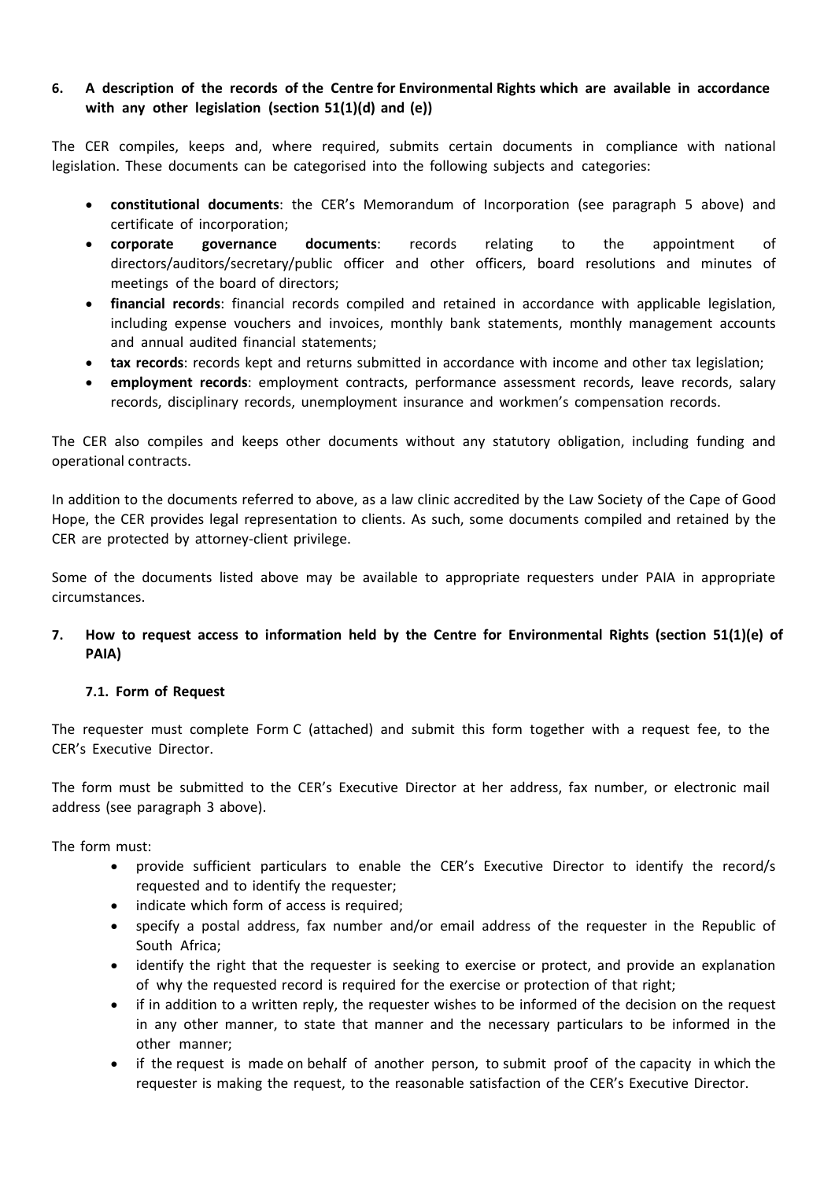## 6. A description of the records of the Centre for Environmental Rights which are available in accordance with any other legislation (section 51(1)(d) and (e))

The CER compiles, keeps and, where required, submits certain documents in compliance with national legislation. These documents can be categorised into the following subjects and categories:

- **constitutional documents**: the CER's Memorandum of Incorporation (see paragraph 5 above) and certificate of incorporation;
- **corporate governance documents**: records relating to the appointment of directors/auditors/secretary/public officer and other officers, board resolutions and minutes of meetings of the board of directors;
- **financial records**: financial records compiled and retained in accordance with applicable legislation, including expense vouchers and invoices, monthly bank statements, monthly management accounts and annual audited financial statements;
- **tax records**: records kept and returns submitted in accordance with income and other tax legislation;
- **employment records**: employment contracts, performance assessment records, leave records, salary records, disciplinary records, unemployment insurance and workmen's compensation records.

The CER also compiles and keeps other documents without any statutory obligation, including funding and operational contracts.

In addition to the documents referred to above, as a law clinic accredited by the Law Society of the Cape of Good Hope, the CER provides legal representation to clients. As such, some documents compiled and retained by the CER are protected by attorney-client privilege.

Some of the documents listed above may be available to appropriate requesters under PAIA in appropriate circumstances.

## 7. How to request access to information held by the Centre for Environmental Rights (section 51(1)(e) of PAIA)

### 7.1. Form of Request

The requester must complete Form C (attached) and submit this form together with a request fee, to the CER's Executive Director.

The form must be submitted to the CER's Executive Director at her address, fax number, or electronic mail address (see paragraph 3 above).

The form must:

- provide sufficient particulars to enable the CER's Executive Director to identify the record/s requested and to identify the requester;
- indicate which form of access is required;
- specify a postal address, fax number and/or email address of the requester in the Republic of South Africa;
- identify the right that the requester is seeking to exercise or protect, and provide an explanation of why the requested record is required for the exercise or protection of that right;
- if in addition to a written reply, the requester wishes to be informed of the decision on the request in any other manner, to state that manner and the necessary particulars to be informed in the other manner;
- if the request is made on behalf of another person, to submit proof of the capacity in which the requester is making the request, to the reasonable satisfaction of the CER's Executive Director.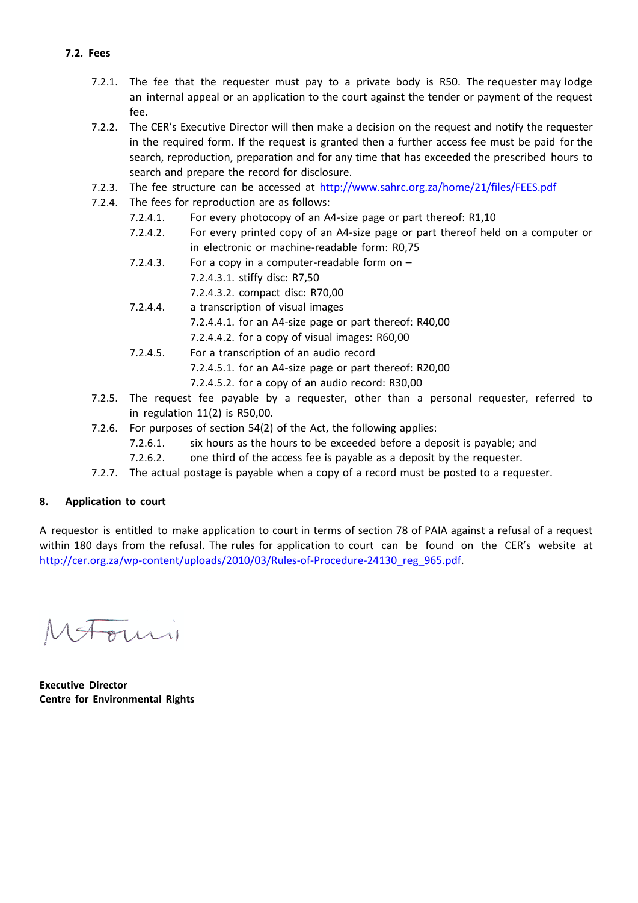### 7.2. Fees

7.2.1. The fee that the requester must pay to a private body is R50. The requester may lodge an internal appeal or an application to the court against the tender or payment of the request fee.

7.2.2. The CER's Executive Director will then make a decision on the request and notify the requester in the required form. If the request is granted then a further access fee must be paid for the search, reproduction, preparation and for any time that has exceeded the prescribed hours to search and prepare the record for disclosure.

7.2.3. The fee structure can be accessed at [http://www.sahrc.org.za/home/21/files/FEES.pdf](http://www.sahrc.org.za/home/21/files/FEES.pdf)

7.2.4. The fees for reproduction are as follows:

- 7.2.4.1. For every photocopy of an A4-size page or part thereof: R1,10
- 7.2.4.2. For every printed copy of an A4-size page or part thereof held on a computer or in electronic or machine-readable form: R0,75
- 7.2.4.3. For a copy in a computer-readable form on –
  - 7.2.4.3.1. stiffy disc: R7,50
  - 7.2.4.3.2. compact disc: R70,00
- 7.2.4.4. a transcription of visual images
  - 7.2.4.4.1. for an A4-size page or part thereof: R40,00
  - 7.2.4.4.2. for a copy of visual images: R60,00
- 7.2.4.5. For a transcription of an audio record
  - 7.2.4.5.1. for an A4-size page or part thereof: R20,00
  - 7.2.4.5.2. for a copy of an audio record: R30,00

7.2.5. The request fee payable by a requester, other than a personal requester, referred to in regulation 11(2) is R50,00.

7.2.6. For purposes of section 54(2) of the Act, the following applies:

- 7.2.6.1. six hours as the hours to be exceeded before a deposit is payable; and
- 7.2.6.2. one third of the access fee is payable as a deposit by the requester.

7.2.7. The actual postage is payable when a copy of a record must be posted to a requester.

### 8. Application to court

A requestor is entitled to make application to court in terms of section 78 of PAIA against a refusal of a request within 180 days from the refusal. The rules for application to court can be found on the CER's website at [http://cer.org.za/wp-content/uploads/2010/03/Rules-of-Procedure-24130_reg_965.pdf](http://cer.org.za/wp-content/uploads/2010/03/Rules-of-Procedure-24130_reg_965.pdf).

**Executive Director**
**Centre for Environmental Rights**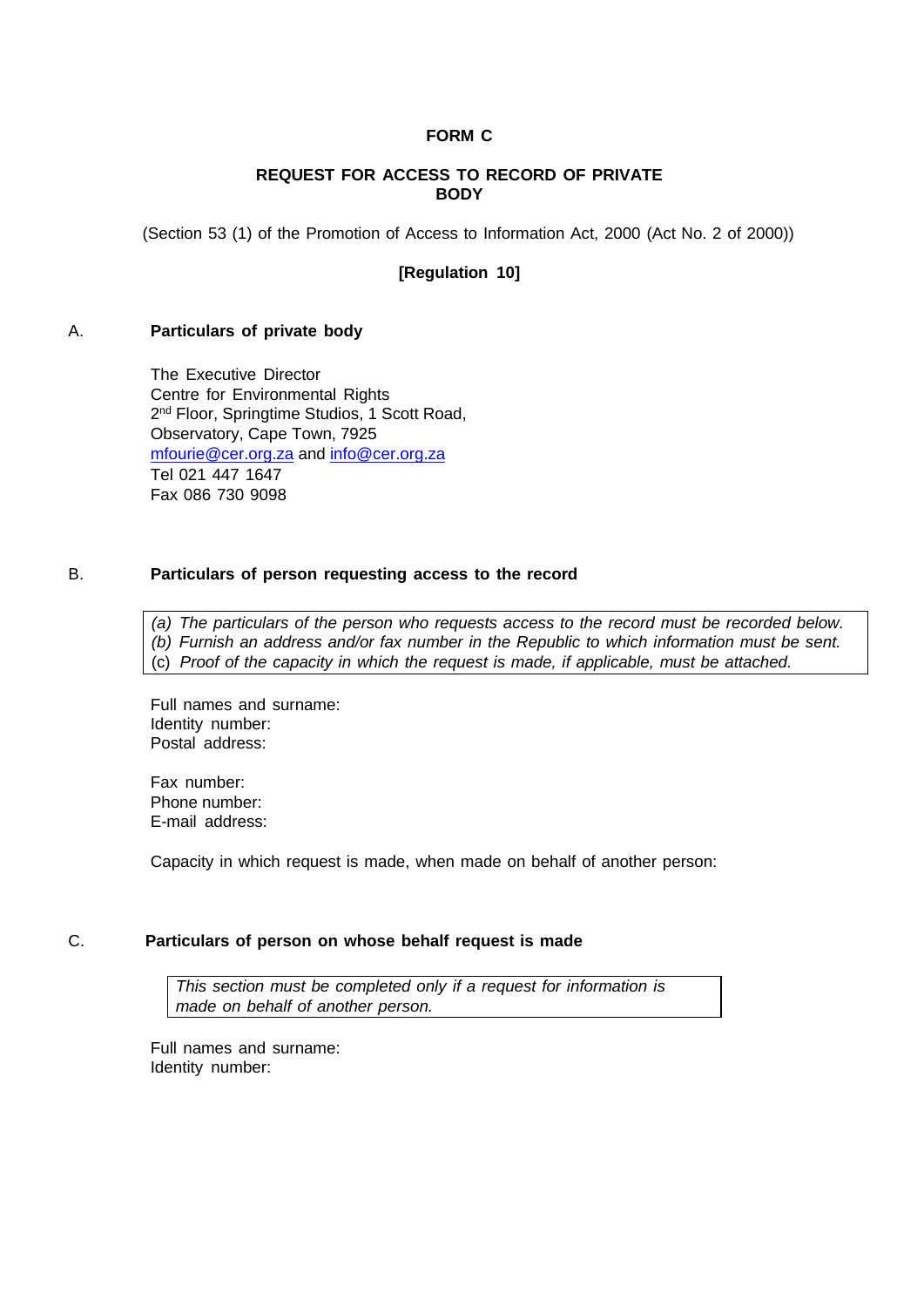# FORM C

## REQUEST FOR ACCESS TO RECORD OF PRIVATE BODY

(Section 53 (1) of the Promotion of Access to Information Act, 2000 (Act No. 2 of 2000))

**[Regulation 10]**

A. **Particulars of private body**

The Executive Director
Centre for Environmental Rights
2nd Floor, Springtime Studios, 1 Scott Road,
Observatory, Cape Town, 7925
mfourie@cer.org.za and info@cer.org.za
Tel 021 447 1647
Fax 086 730 9098

B. **Particulars of person requesting access to the record**

> *(a) The particulars of the person who requests access to the record must be recorded below.*
> *(b) Furnish an address and/or fax number in the Republic to which information must be sent.*
> (c) *Proof of the capacity in which the request is made, if applicable, must be attached.*

Full names and surname:
Identity number:
Postal address:

Fax number:
Phone number:
E-mail address:

Capacity in which request is made, when made on behalf of another person:

C. **Particulars of person on whose behalf request is made**

> *This section must be completed only if a request for information is made on behalf of another person.*

Full names and surname:
Identity number: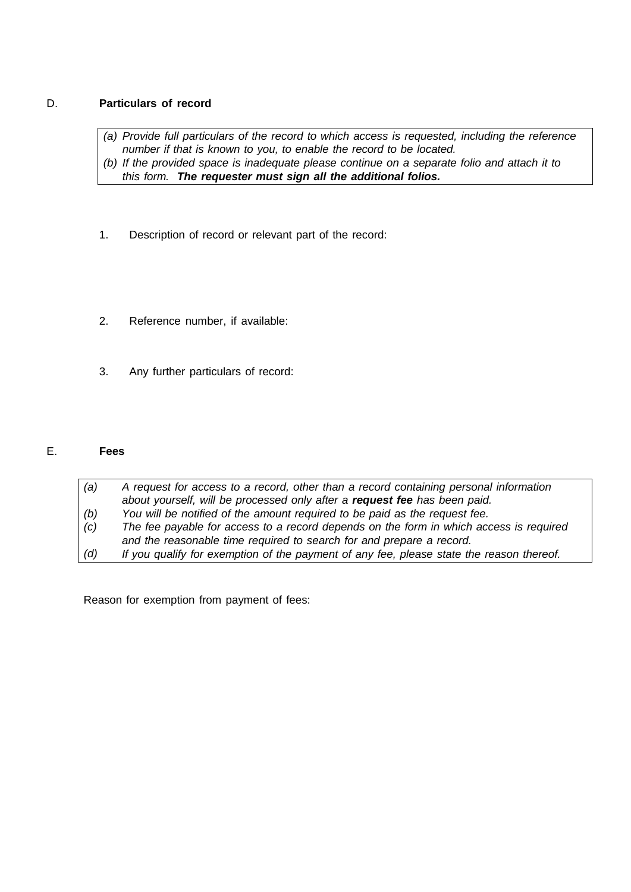## D. Particulars of record

> *(a) Provide full particulars of the record to which access is requested, including the reference number if that is known to you, to enable the record to be located.*
> *(b) If the provided space is inadequate please continue on a separate folio and attach it to this form.* ***The requester must sign all the additional folios.***

1. Description of record or relevant part of the record:

2. Reference number, if available:

3. Any further particulars of record:

## E. Fees

> *(a) A request for access to a record, other than a record containing personal information about yourself, will be processed only after a* ***request fee*** *has been paid.*
> *(b) You will be notified of the amount required to be paid as the request fee.*
> *(c) The fee payable for access to a record depends on the form in which access is required and the reasonable time required to search for and prepare a record.*
> *(d) If you qualify for exemption of the payment of any fee, please state the reason thereof.*

Reason for exemption from payment of fees: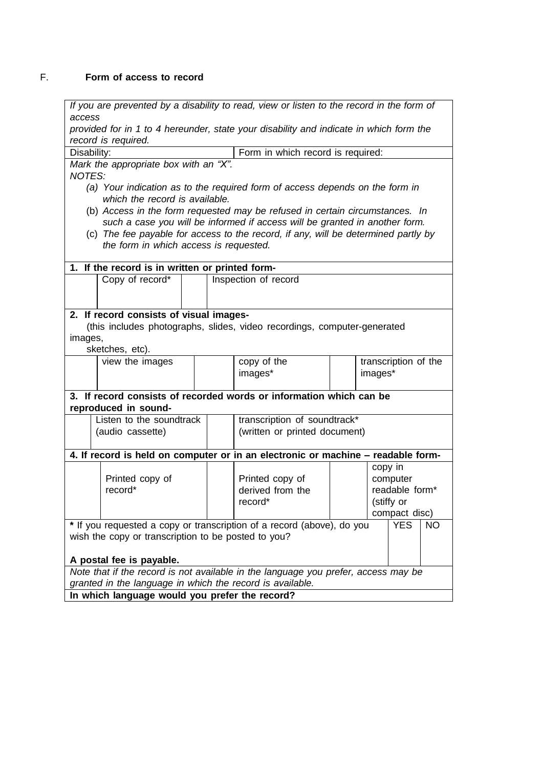F. **Form of access to record**

| | | | | | |
|---|---|---|---|---|---|
| *If you are prevented by a disability to read, view or listen to the record in the form of access provided for in 1 to 4 hereunder, state your disability and indicate in which form the record is required.* | | | | | |
| Disability: | | | Form in which record is required: | | |
| *Mark the appropriate box with an "X".*<br>*NOTES:*<br>*(a) Your indication as to the required form of access depends on the form in which the record is available.*<br>(b) *Access in the form requested may be refused in certain circumstances. In such a case you will be informed if access will be granted in another form.*<br>(c) *The fee payable for access to the record, if any, will be determined partly by the form in which access is requested.* | | | | | |
| **1. If the record is in written or printed form-** | | | | | |
| | Copy of record* | | Inspection of record | | |
| **2. If record consists of visual images-**<br>(this includes photographs, slides, video recordings, computer-generated images, sketches, etc). | | | | | |
| | view the images | | copy of the images* | | transcription of the images* |
| **3. If record consists of recorded words or information which can be reproduced in sound-** | | | | | |
| | Listen to the soundtrack (audio cassette) | | transcription of soundtrack* (written or printed document) | | |
| **4. If record is held on computer or in an electronic or machine – readable form-** | | | | | |
| | Printed copy of record* | | Printed copy of derived from the record* | | copy in computer readable form* (stiffy or compact disc) |
| **\*** If you requested a copy or transcription of a record (above), do you wish the copy or transcription to be posted to you?<br><br>**A postal fee is payable.** | | | | YES | NO |
| *Note that if the record is not available in the language you prefer, access may be granted in the language in which the record is available.* | | | | | |
| **In which language would you prefer the record?** | | | | | |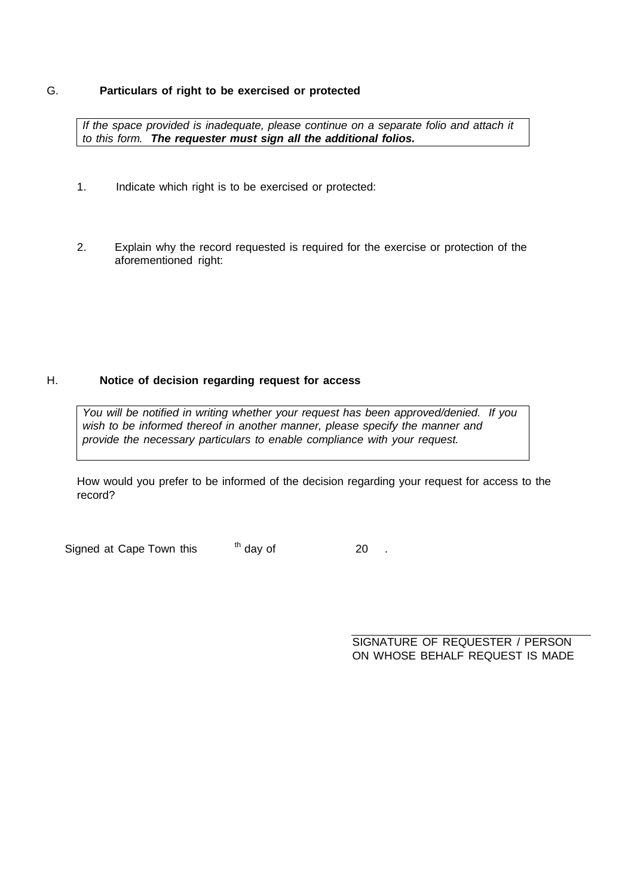G. **Particulars of right to be exercised or protected**

> *If the space provided is inadequate, please continue on a separate folio and attach it to this form.* ***The requester must sign all the additional folios.***

1. Indicate which right is to be exercised or protected:

2. Explain why the record requested is required for the exercise or protection of the aforementioned right:

H. **Notice of decision regarding request for access**

> *You will be notified in writing whether your request has been approved/denied. If you wish to be informed thereof in another manner, please specify the manner and provide the necessary particulars to enable compliance with your request.*

How would you prefer to be informed of the decision regarding your request for access to the record?

Signed at Cape Town this th day of 20 .

SIGNATURE OF REQUESTER / PERSON ON WHOSE BEHALF REQUEST IS MADE